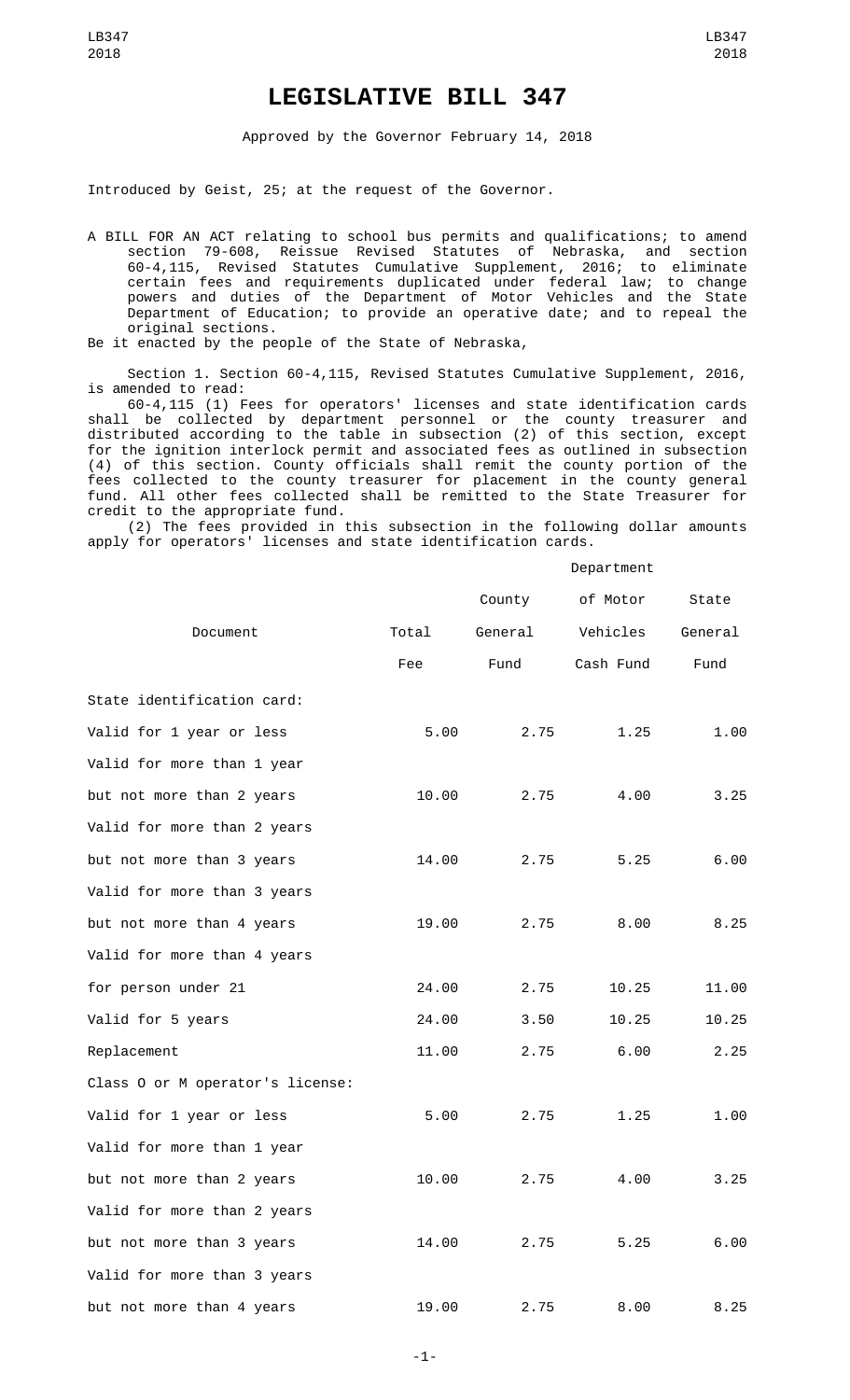# LEGISLATIVE BILL 347

Approved by the Governor February 14, 2018

Introduced by Geist, 25; at the request of the Governor.

A BILL FOR AN ACT relating to school bus permits and qualifications; to amend section 79-608, Reissue Revised Statutes of Nebraska, and section 60-4,115, Revised Statutes Cumulative Supplement, 2016; to eliminate certain fees and requirements duplicated under federal law; to change powers and duties of the Department of Motor Vehicles and the State Department of Education; to provide an operative date; and to repeal the original sections.

Be it enacted by the people of the State of Nebraska,

Section 1. Section 60-4,115, Revised Statutes Cumulative Supplement, 2016, is amended to read:

60-4,115 (1) Fees for operators' licenses and state identification cards shall be collected by department personnel or the county treasurer and distributed according to the table in subsection (2) of this section, except for the ignition interlock permit and associated fees as outlined in subsection (4) of this section. County officials shall remit the county portion of the fees collected to the county treasurer for placement in the county general fund. All other fees collected shall be remitted to the State Treasurer for credit to the appropriate fund.

(2) The fees provided in this subsection in the following dollar amounts apply for operators' licenses and state identification cards.

| Document | Total Fee | County General Fund | Department of Motor Vehicles Cash Fund | State General Fund |
|---|---|---|---|---|
| State identification card: | | | | |
| Valid for 1 year or less | 5.00 | 2.75 | 1.25 | 1.00 |
| Valid for more than 1 year but not more than 2 years | 10.00 | 2.75 | 4.00 | 3.25 |
| Valid for more than 2 years but not more than 3 years | 14.00 | 2.75 | 5.25 | 6.00 |
| Valid for more than 3 years but not more than 4 years | 19.00 | 2.75 | 8.00 | 8.25 |
| Valid for more than 4 years for person under 21 | 24.00 | 2.75 | 10.25 | 11.00 |
| Valid for 5 years | 24.00 | 3.50 | 10.25 | 10.25 |
| Replacement | 11.00 | 2.75 | 6.00 | 2.25 |
| Class O or M operator's license: | | | | |
| Valid for 1 year or less | 5.00 | 2.75 | 1.25 | 1.00 |
| Valid for more than 1 year but not more than 2 years | 10.00 | 2.75 | 4.00 | 3.25 |
| Valid for more than 2 years but not more than 3 years | 14.00 | 2.75 | 5.25 | 6.00 |
| Valid for more than 3 years but not more than 4 years | 19.00 | 2.75 | 8.00 | 8.25 |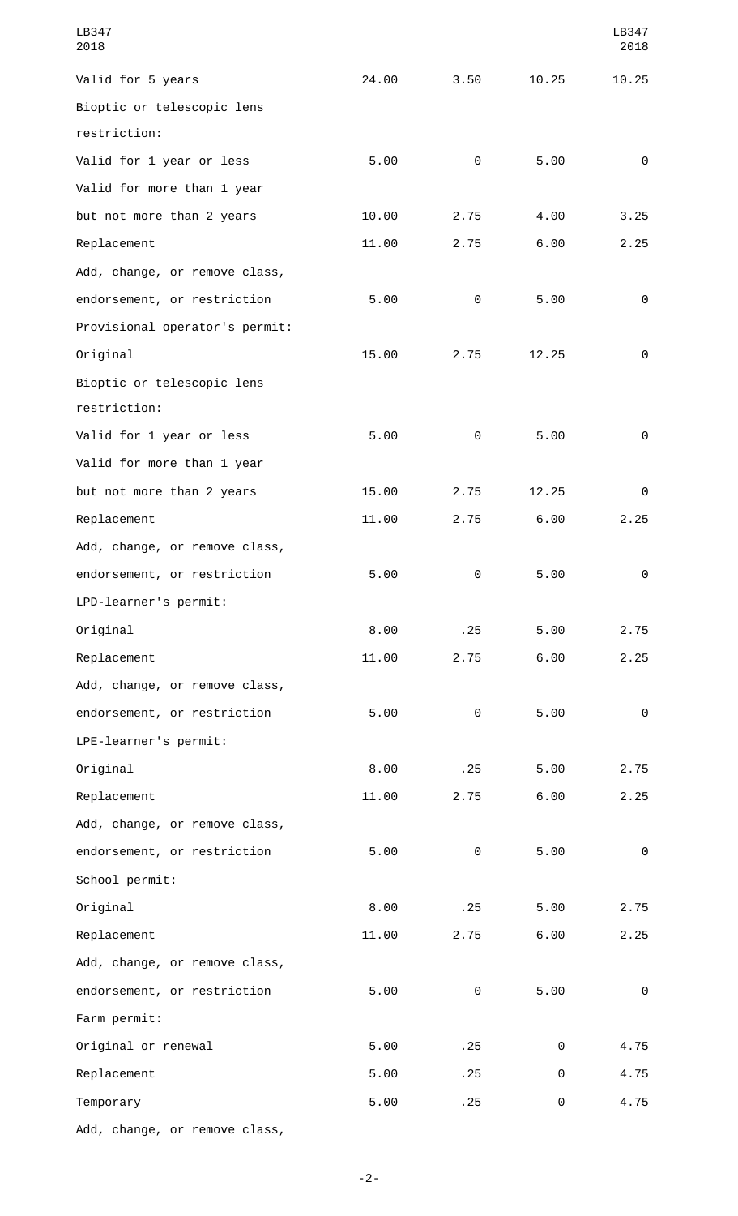| | | | | |
|---|---|---|---|---|
| Valid for 5 years | 24.00 | 3.50 | 10.25 | 10.25 |
| Bioptic or telescopic lens restriction: | | | | |
| Valid for 1 year or less | 5.00 | 0 | 5.00 | 0 |
| Valid for more than 1 year but not more than 2 years | 10.00 | 2.75 | 4.00 | 3.25 |
| Replacement | 11.00 | 2.75 | 6.00 | 2.25 |
| Add, change, or remove class, endorsement, or restriction | 5.00 | 0 | 5.00 | 0 |
| Provisional operator's permit: | | | | |
| Original | 15.00 | 2.75 | 12.25 | 0 |
| Bioptic or telescopic lens restriction: | | | | |
| Valid for 1 year or less | 5.00 | 0 | 5.00 | 0 |
| Valid for more than 1 year but not more than 2 years | 15.00 | 2.75 | 12.25 | 0 |
| Replacement | 11.00 | 2.75 | 6.00 | 2.25 |
| Add, change, or remove class, endorsement, or restriction | 5.00 | 0 | 5.00 | 0 |
| LPD-learner's permit: | | | | |
| Original | 8.00 | .25 | 5.00 | 2.75 |
| Replacement | 11.00 | 2.75 | 6.00 | 2.25 |
| Add, change, or remove class, endorsement, or restriction | 5.00 | 0 | 5.00 | 0 |
| LPE-learner's permit: | | | | |
| Original | 8.00 | .25 | 5.00 | 2.75 |
| Replacement | 11.00 | 2.75 | 6.00 | 2.25 |
| Add, change, or remove class, endorsement, or restriction | 5.00 | 0 | 5.00 | 0 |
| School permit: | | | | |
| Original | 8.00 | .25 | 5.00 | 2.75 |
| Replacement | 11.00 | 2.75 | 6.00 | 2.25 |
| Add, change, or remove class, endorsement, or restriction | 5.00 | 0 | 5.00 | 0 |
| Farm permit: | | | | |
| Original or renewal | 5.00 | .25 | 0 | 4.75 |
| Replacement | 5.00 | .25 | 0 | 4.75 |
| Temporary | 5.00 | .25 | 0 | 4.75 |
| Add, change, or remove class, | | | | |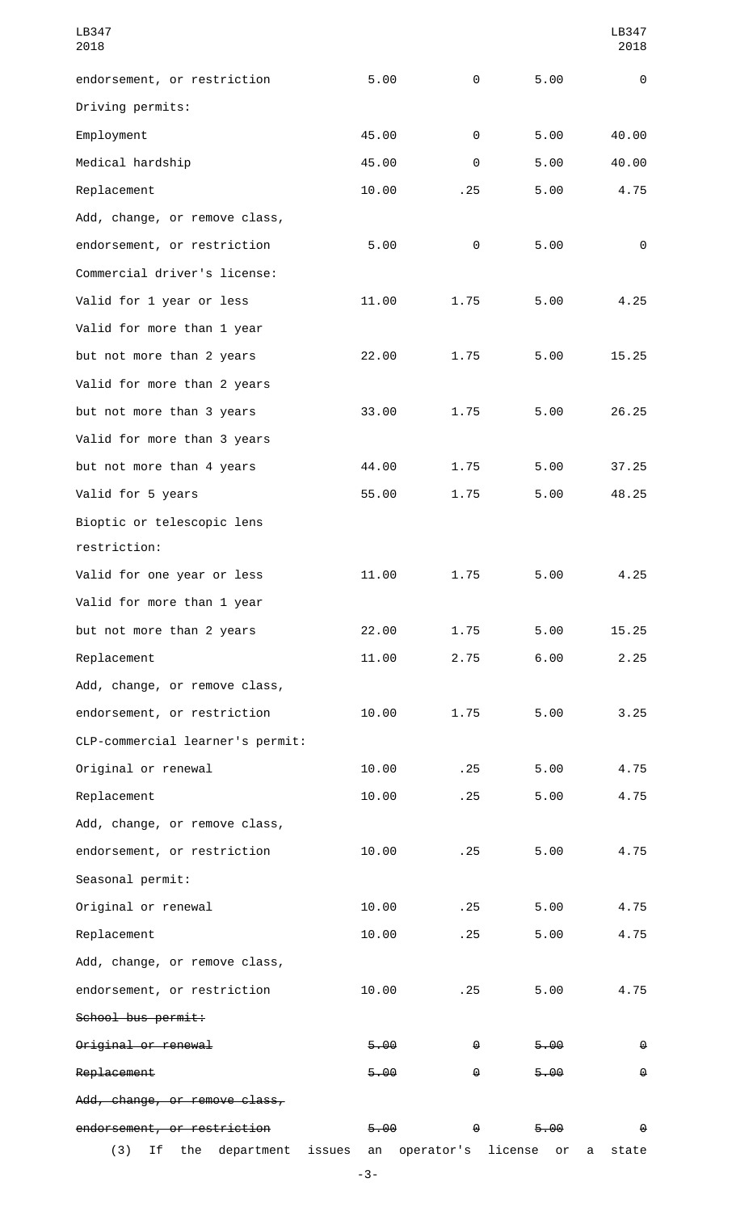| | | | | |
|---|---|---|---|---|
| endorsement, or restriction | 5.00 | 0 | 5.00 | 0 |
| Driving permits: | | | | |
| Employment | 45.00 | 0 | 5.00 | 40.00 |
| Medical hardship | 45.00 | 0 | 5.00 | 40.00 |
| Replacement | 10.00 | .25 | 5.00 | 4.75 |
| Add, change, or remove class, | | | | |
| endorsement, or restriction | 5.00 | 0 | 5.00 | 0 |
| Commercial driver's license: | | | | |
| Valid for 1 year or less | 11.00 | 1.75 | 5.00 | 4.25 |
| Valid for more than 1 year | | | | |
| but not more than 2 years | 22.00 | 1.75 | 5.00 | 15.25 |
| Valid for more than 2 years | | | | |
| but not more than 3 years | 33.00 | 1.75 | 5.00 | 26.25 |
| Valid for more than 3 years | | | | |
| but not more than 4 years | 44.00 | 1.75 | 5.00 | 37.25 |
| Valid for 5 years | 55.00 | 1.75 | 5.00 | 48.25 |
| Bioptic or telescopic lens restriction: | | | | |
| Valid for one year or less | 11.00 | 1.75 | 5.00 | 4.25 |
| Valid for more than 1 year | | | | |
| but not more than 2 years | 22.00 | 1.75 | 5.00 | 15.25 |
| Replacement | 11.00 | 2.75 | 6.00 | 2.25 |
| Add, change, or remove class, | | | | |
| endorsement, or restriction | 10.00 | 1.75 | 5.00 | 3.25 |
| CLP-commercial learner's permit: | | | | |
| Original or renewal | 10.00 | .25 | 5.00 | 4.75 |
| Replacement | 10.00 | .25 | 5.00 | 4.75 |
| Add, change, or remove class, | | | | |
| endorsement, or restriction | 10.00 | .25 | 5.00 | 4.75 |
| Seasonal permit: | | | | |
| Original or renewal | 10.00 | .25 | 5.00 | 4.75 |
| Replacement | 10.00 | .25 | 5.00 | 4.75 |
| Add, change, or remove class, | | | | |
| endorsement, or restriction | 10.00 | .25 | 5.00 | 4.75 |
| ~~School bus permit:~~ | | | | |
| ~~Original or renewal~~ | ~~5.00~~ | ~~0~~ | ~~5.00~~ | ~~0~~ |
| ~~Replacement~~ | ~~5.00~~ | ~~0~~ | ~~5.00~~ | ~~0~~ |
| ~~Add, change, or remove class,~~ | | | | |
| ~~endorsement, or restriction~~ | ~~5.00~~ | ~~0~~ | ~~5.00~~ | ~~0~~ |

(3) If the department issues an operator's license or a state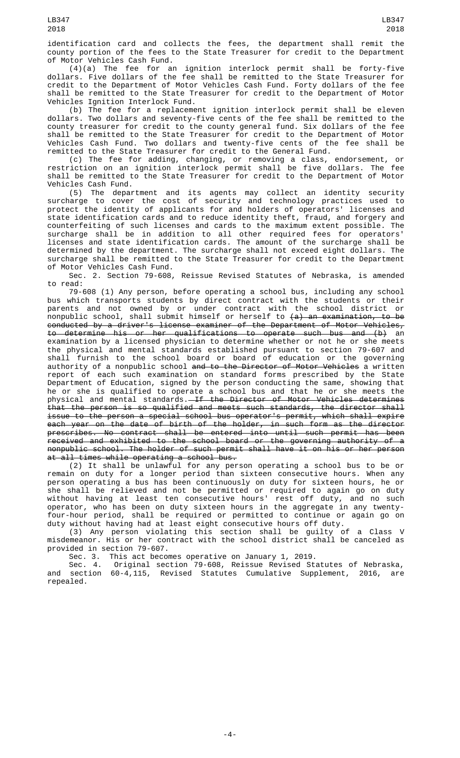identification card and collects the fees, the department shall remit the county portion of the fees to the State Treasurer for credit to the Department of Motor Vehicles Cash Fund.

(4)(a) The fee for an ignition interlock permit shall be forty-five dollars. Five dollars of the fee shall be remitted to the State Treasurer for credit to the Department of Motor Vehicles Cash Fund. Forty dollars of the fee shall be remitted to the State Treasurer for credit to the Department of Motor Vehicles Ignition Interlock Fund.

(b) The fee for a replacement ignition interlock permit shall be eleven dollars. Two dollars and seventy-five cents of the fee shall be remitted to the county treasurer for credit to the county general fund. Six dollars of the fee shall be remitted to the State Treasurer for credit to the Department of Motor Vehicles Cash Fund. Two dollars and twenty-five cents of the fee shall be remitted to the State Treasurer for credit to the General Fund.

(c) The fee for adding, changing, or removing a class, endorsement, or restriction on an ignition interlock permit shall be five dollars. The fee shall be remitted to the State Treasurer for credit to the Department of Motor Vehicles Cash Fund.

(5) The department and its agents may collect an identity security surcharge to cover the cost of security and technology practices used to protect the identity of applicants for and holders of operators' licenses and state identification cards and to reduce identity theft, fraud, and forgery and counterfeiting of such licenses and cards to the maximum extent possible. The surcharge shall be in addition to all other required fees for operators' licenses and state identification cards. The amount of the surcharge shall be determined by the department. The surcharge shall not exceed eight dollars. The surcharge shall be remitted to the State Treasurer for credit to the Department of Motor Vehicles Cash Fund.

Sec. 2. Section 79-608, Reissue Revised Statutes of Nebraska, is amended to read:

79-608 (1) Any person, before operating a school bus, including any school bus which transports students by direct contract with the students or their parents and not owned by or under contract with the school district or nonpublic school, shall submit himself or herself to ~~(a) an examination, to be conducted by a driver's license examiner of the Department of Motor Vehicles, to determine his or her qualifications to operate such bus and (b)~~ an examination by a licensed physician to determine whether or not he or she meets the physical and mental standards established pursuant to section 79-607 and shall furnish to the school board or board of education or the governing authority of a nonpublic school ~~and to the Director of Motor Vehicles~~ a written report of each such examination on standard forms prescribed by the State Department of Education, signed by the person conducting the same, showing that he or she is qualified to operate a school bus and that he or she meets the physical and mental standards. ~~If the Director of Motor Vehicles determines that the person is so qualified and meets such standards, the director shall issue to the person a special school bus operator's permit, which shall expire each year on the date of birth of the holder, in such form as the director prescribes. No contract shall be entered into until such permit has been received and exhibited to the school board or the governing authority of a nonpublic school. The holder of such permit shall have it on his or her person at all times while operating a school bus.~~

(2) It shall be unlawful for any person operating a school bus to be or remain on duty for a longer period than sixteen consecutive hours. When any person operating a bus has been continuously on duty for sixteen hours, he or she shall be relieved and not be permitted or required to again go on duty without having at least ten consecutive hours' rest off duty, and no such operator, who has been on duty sixteen hours in the aggregate in any twenty-four-hour period, shall be required or permitted to continue or again go on duty without having had at least eight consecutive hours off duty.

(3) Any person violating this section shall be guilty of a Class V misdemeanor. His or her contract with the school district shall be canceled as provided in section 79-607.

Sec. 3. This act becomes operative on January 1, 2019.

Sec. 4. Original section 79-608, Reissue Revised Statutes of Nebraska, and section 60-4,115, Revised Statutes Cumulative Supplement, 2016, are repealed.